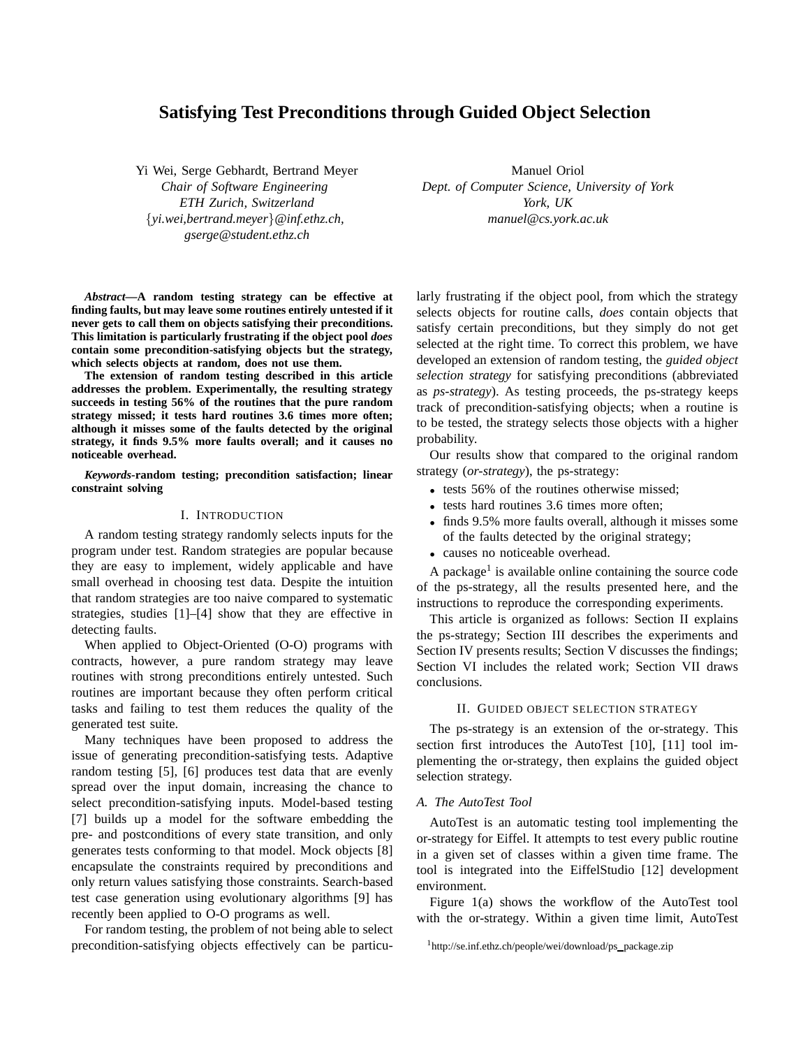# Satisfying Test Preconditions through Guided Object Selection

Yi Wei, Serge Gebhardt, Bertrand Meyer
*Chair of Software Engineering*
*ETH Zurich, Switzerland*
*{yi.wei,bertrand.meyer}@inf.ethz.ch,*
*gserge@student.ethz.ch*

Manuel Oriol
*Dept. of Computer Science, University of York*
*York, UK*
*manuel@cs.york.ac.uk*

***Abstract*—A random testing strategy can be effective at finding faults, but may leave some routines entirely untested if it never gets to call them on objects satisfying their preconditions. This limitation is particularly frustrating if the object pool *does* contain some precondition-satisfying objects but the strategy, which selects objects at random, does not use them.**

**The extension of random testing described in this article addresses the problem. Experimentally, the resulting strategy succeeds in testing 56% of the routines that the pure random strategy missed; it tests hard routines 3.6 times more often; although it misses some of the faults detected by the original strategy, it finds 9.5% more faults overall; and it causes no noticeable overhead.**

***Keywords*-random testing; precondition satisfaction; linear constraint solving**

## I. Introduction

A random testing strategy randomly selects inputs for the program under test. Random strategies are popular because they are easy to implement, widely applicable and have small overhead in choosing test data. Despite the intuition that random strategies are too naive compared to systematic strategies, studies [1]–[4] show that they are effective in detecting faults.

When applied to Object-Oriented (O-O) programs with contracts, however, a pure random strategy may leave routines with strong preconditions entirely untested. Such routines are important because they often perform critical tasks and failing to test them reduces the quality of the generated test suite.

Many techniques have been proposed to address the issue of generating precondition-satisfying tests. Adaptive random testing [5], [6] produces test data that are evenly spread over the input domain, increasing the chance to select precondition-satisfying inputs. Model-based testing [7] builds up a model for the software embedding the pre- and postconditions of every state transition, and only generates tests conforming to that model. Mock objects [8] encapsulate the constraints required by preconditions and only return values satisfying those constraints. Search-based test case generation using evolutionary algorithms [9] has recently been applied to O-O programs as well.

For random testing, the problem of not being able to select precondition-satisfying objects effectively can be particularly frustrating if the object pool, from which the strategy selects objects for routine calls, *does* contain objects that satisfy certain preconditions, but they simply do not get selected at the right time. To correct this problem, we have developed an extension of random testing, the *guided object selection strategy* for satisfying preconditions (abbreviated as *ps-strategy*). As testing proceeds, the ps-strategy keeps track of precondition-satisfying objects; when a routine is to be tested, the strategy selects those objects with a higher probability.

Our results show that compared to the original random strategy (*or-strategy*), the ps-strategy:

- tests 56% of the routines otherwise missed;
- tests hard routines 3.6 times more often;
- finds 9.5% more faults overall, although it misses some of the faults detected by the original strategy;
- causes no noticeable overhead.

A package[1] is available online containing the source code of the ps-strategy, all the results presented here, and the instructions to reproduce the corresponding experiments.

This article is organized as follows: Section II explains the ps-strategy; Section III describes the experiments and Section IV presents results; Section V discusses the findings; Section VI includes the related work; Section VII draws conclusions.

## II. Guided object selection strategy

The ps-strategy is an extension of the or-strategy. This section first introduces the AutoTest [10], [11] tool implementing the or-strategy, then explains the guided object selection strategy.

### A. The AutoTest Tool

AutoTest is an automatic testing tool implementing the or-strategy for Eiffel. It attempts to test every public routine in a given set of classes within a given time frame. The tool is integrated into the EiffelStudio [12] development environment.

Figure 1(a) shows the workflow of the AutoTest tool with the or-strategy. Within a given time limit, AutoTest

[1] http://se.inf.ethz.ch/people/wei/download/ps_package.zip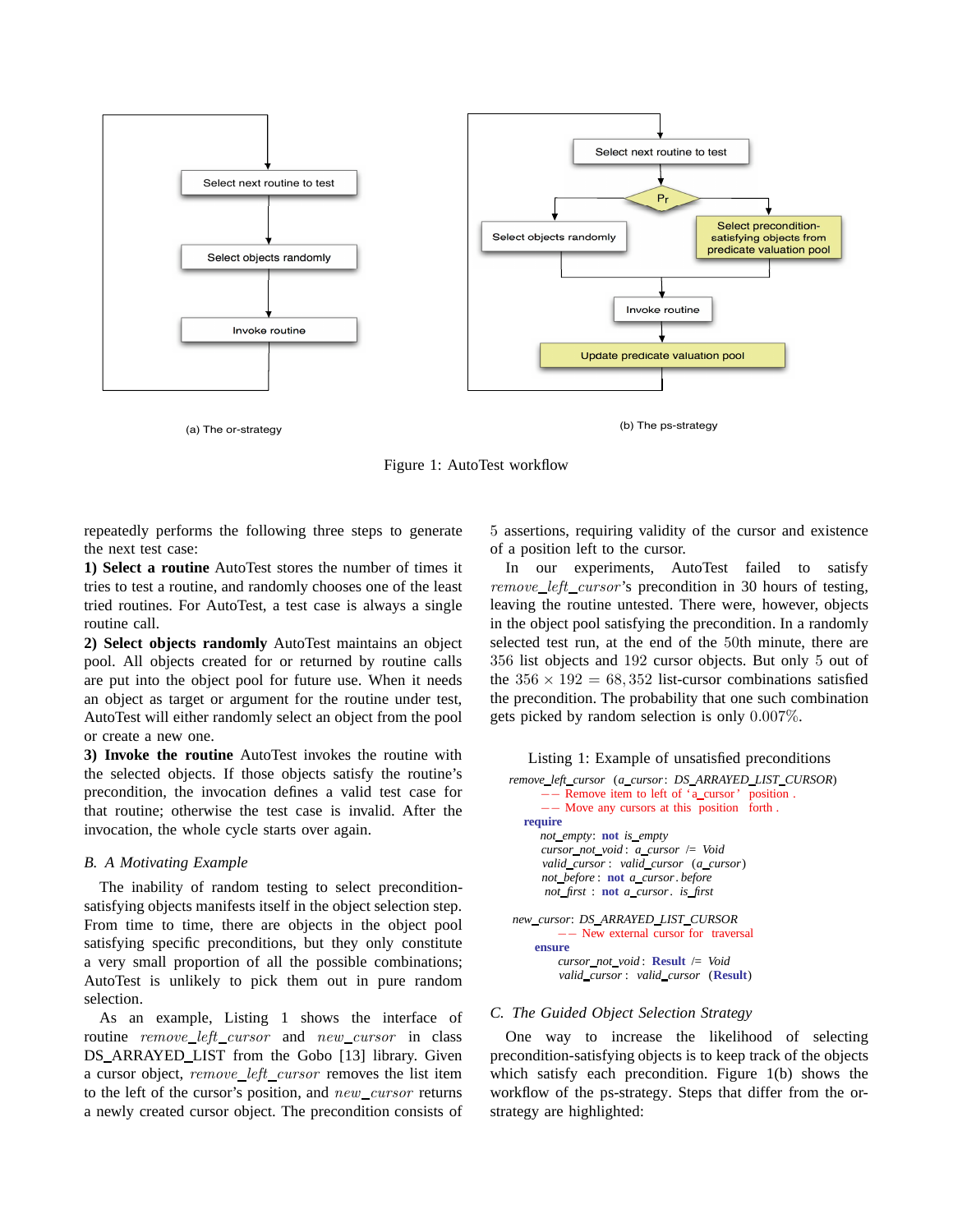(a) The or-strategy

(b) The ps-strategy

Figure 1: AutoTest workflow

repeatedly performs the following three steps to generate the next test case:

**1) Select a routine** AutoTest stores the number of times it tries to test a routine, and randomly chooses one of the least tried routines. For AutoTest, a test case is always a single routine call.

**2) Select objects randomly** AutoTest maintains an object pool. All objects created for or returned by routine calls are put into the object pool for future use. When it needs an object as target or argument for the routine under test, AutoTest will either randomly select an object from the pool or create a new one.

**3) Invoke the routine** AutoTest invokes the routine with the selected objects. If those objects satisfy the routine's precondition, the invocation defines a valid test case for that routine; otherwise the test case is invalid. After the invocation, the whole cycle starts over again.

### B. A Motivating Example

The inability of random testing to select precondition-satisfying objects manifests itself in the object selection step. From time to time, there are objects in the object pool satisfying specific preconditions, but they only constitute a very small proportion of all the possible combinations; AutoTest is unlikely to pick them out in pure random selection.

As an example, Listing 1 shows the interface of routine *remove_left_cursor* and *new_cursor* in class DS_ARRAYED_LIST from the Gobo [13] library. Given a cursor object, *remove_left_cursor* removes the list item to the left of the cursor's position, and *new_cursor* returns a newly created cursor object. The precondition consists of 5 assertions, requiring validity of the cursor and existence of a position left to the cursor.

In our experiments, AutoTest failed to satisfy *remove_left_cursor*'s precondition in 30 hours of testing, leaving the routine untested. There were, however, objects in the object pool satisfying the precondition. In a randomly selected test run, at the end of the 50th minute, there are 356 list objects and 192 cursor objects. But only 5 out of the $356 \times 192 = 68,352$ list-cursor combinations satisfied the precondition. The probability that one such combination gets picked by random selection is only $0.007\%$.

Listing 1: Example of unsatisfied preconditions

```
remove_left_cursor (a_cursor: DS_ARRAYED_LIST_CURSOR)
    -- Remove item to left of 'a_cursor' position.
    -- Move any cursors at this position forth.
  require
    not_empty: not is_empty
    cursor_not_void: a_cursor /= Void
    valid_cursor: valid_cursor (a_cursor)
    not_before: not a_cursor.before
    not_first: not a_cursor.is_first

new_cursor: DS_ARRAYED_LIST_CURSOR
    -- New external cursor for traversal
  ensure
    cursor_not_void: Result /= Void
    valid_cursor: valid_cursor (Result)
```

### C. The Guided Object Selection Strategy

One way to increase the likelihood of selecting precondition-satisfying objects is to keep track of the objects which satisfy each precondition. Figure 1(b) shows the workflow of the ps-strategy. Steps that differ from the or-strategy are highlighted: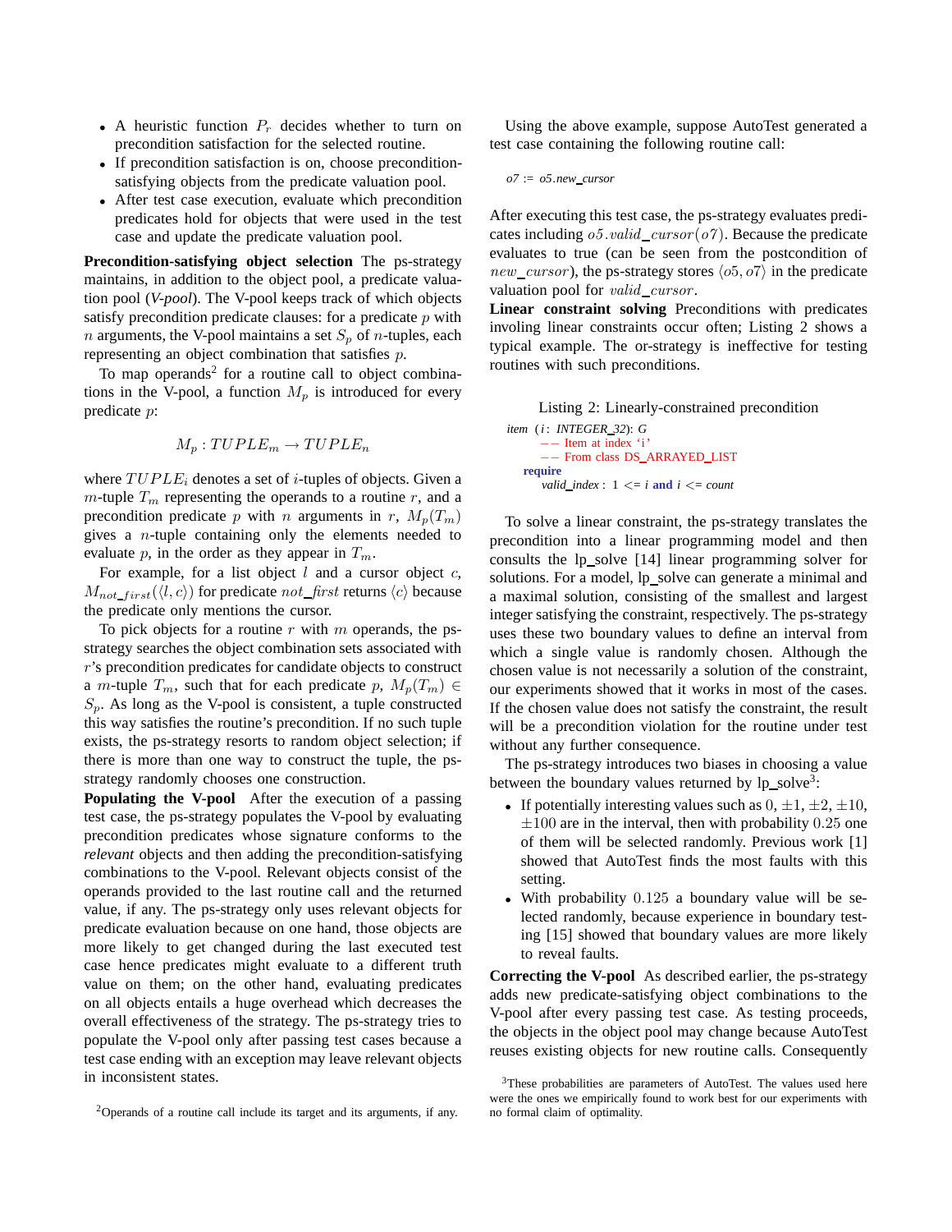- A heuristic function $P_r$ decides whether to turn on precondition satisfaction for the selected routine.
- If precondition satisfaction is on, choose precondition-satisfying objects from the predicate valuation pool.
- After test case execution, evaluate which precondition predicates hold for objects that were used in the test case and update the predicate valuation pool.

**Precondition-satisfying object selection** The ps-strategy maintains, in addition to the object pool, a predicate valuation pool (*V-pool*). The V-pool keeps track of which objects satisfy precondition predicate clauses: for a predicate $p$ with $n$ arguments, the V-pool maintains a set $S_p$ of $n$-tuples, each representing an object combination that satisfies $p$.

To map operands[2] for a routine call to object combinations in the V-pool, a function $M_p$ is introduced for every predicate $p$:

$$M_p : TUPLE_m \rightarrow TUPLE_n$$

where $TUPLE_i$ denotes a set of $i$-tuples of objects. Given a $m$-tuple $T_m$ representing the operands to a routine $r$, and a precondition predicate $p$ with $n$ arguments in $r$, $M_p(T_m)$ gives a $n$-tuple containing only the elements needed to evaluate $p$, in the order as they appear in $T_m$.

For example, for a list object $l$ and a cursor object $c$, $M_{not\_first}(\langle l, c \rangle)$ for predicate *not_first* returns $\langle c \rangle$ because the predicate only mentions the cursor.

To pick objects for a routine $r$ with $m$ operands, the ps-strategy searches the object combination sets associated with $r$'s precondition predicates for candidate objects to construct a $m$-tuple $T_m$, such that for each predicate $p$, $M_p(T_m) \in S_p$. As long as the V-pool is consistent, a tuple constructed this way satisfies the routine's precondition. If no such tuple exists, the ps-strategy resorts to random object selection; if there is more than one way to construct the tuple, the ps-strategy randomly chooses one construction.

**Populating the V-pool** After the execution of a passing test case, the ps-strategy populates the V-pool by evaluating precondition predicates whose signature conforms to the *relevant* objects and then adding the precondition-satisfying combinations to the V-pool. Relevant objects consist of the operands provided to the last routine call and the returned value, if any. The ps-strategy only uses relevant objects for predicate evaluation because on one hand, those objects are more likely to get changed during the last executed test case hence predicates might evaluate to a different truth value on them; on the other hand, evaluating predicates on all objects entails a huge overhead which decreases the overall effectiveness of the strategy. The ps-strategy tries to populate the V-pool only after passing test cases because a test case ending with an exception may leave relevant objects in inconsistent states.

[2]Operands of a routine call include its target and its arguments, if any.

Using the above example, suppose AutoTest generated a test case containing the following routine call:

```
o7 := o5.new_cursor
```

After executing this test case, the ps-strategy evaluates predicates including $o5.valid\_cursor(o7)$. Because the predicate evaluates to true (can be seen from the postcondition of $new\_cursor$), the ps-strategy stores $\langle o5, o7 \rangle$ in the predicate valuation pool for $valid\_cursor$.

**Linear constraint solving** Preconditions with predicates involving linear constraints occur often; Listing 2 shows a typical example. The or-strategy is ineffective for testing routines with such preconditions.

Listing 2: Linearly-constrained precondition

```
item (i: INTEGER_32): G
        -- Item at index 'i'
        -- From class DS_ARRAYED_LIST
    require
        valid_index: 1 <= i and i <= count
```

To solve a linear constraint, the ps-strategy translates the precondition into a linear programming model and then consults the lp_solve [14] linear programming solver for solutions. For a model, lp_solve can generate a minimal and a maximal solution, consisting of the smallest and largest integer satisfying the constraint, respectively. The ps-strategy uses these two boundary values to define an interval from which a single value is randomly chosen. Although the chosen value is not necessarily a solution of the constraint, our experiments showed that it works in most of the cases. If the chosen value does not satisfy the constraint, the result will be a precondition violation for the routine under test without any further consequence.

The ps-strategy introduces two biases in choosing a value between the boundary values returned by lp_solve[3]:

- If potentially interesting values such as $0, \pm 1, \pm 2, \pm 10, \pm 100$ are in the interval, then with probability $0.25$ one of them will be selected randomly. Previous work [1] showed that AutoTest finds the most faults with this setting.
- With probability $0.125$ a boundary value will be selected randomly, because experience in boundary testing [15] showed that boundary values are more likely to reveal faults.

**Correcting the V-pool** As described earlier, the ps-strategy adds new predicate-satisfying object combinations to the V-pool after every passing test case. As testing proceeds, the objects in the object pool may change because AutoTest reuses existing objects for new routine calls. Consequently

[3]These probabilities are parameters of AutoTest. The values used here were the ones we empirically found to work best for our experiments with no formal claim of optimality.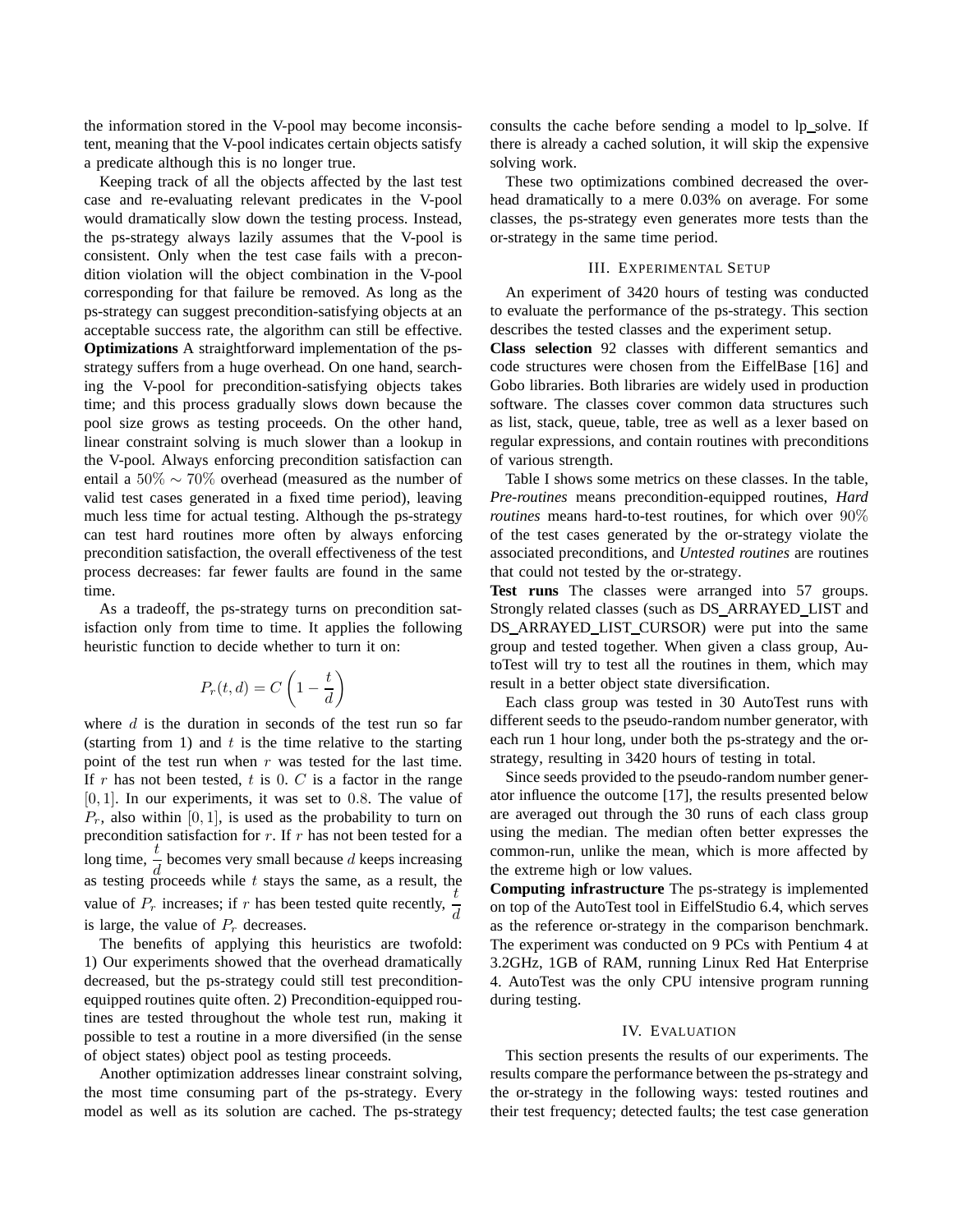the information stored in the V-pool may become inconsistent, meaning that the V-pool indicates certain objects satisfy a predicate although this is no longer true.

Keeping track of all the objects affected by the last test case and re-evaluating relevant predicates in the V-pool would dramatically slow down the testing process. Instead, the ps-strategy always lazily assumes that the V-pool is consistent. Only when the test case fails with a precondition violation will the object combination in the V-pool corresponding for that failure be removed. As long as the ps-strategy can suggest precondition-satisfying objects at an acceptable success rate, the algorithm can still be effective.

**Optimizations** A straightforward implementation of the ps-strategy suffers from a huge overhead. On one hand, searching the V-pool for precondition-satisfying objects takes time; and this process gradually slows down because the pool size grows as testing proceeds. On the other hand, linear constraint solving is much slower than a lookup in the V-pool. Always enforcing precondition satisfaction can entail a $50\% \sim 70\%$ overhead (measured as the number of valid test cases generated in a fixed time period), leaving much less time for actual testing. Although the ps-strategy can test hard routines more often by always enforcing precondition satisfaction, the overall effectiveness of the test process decreases: far fewer faults are found in the same time.

As a tradeoff, the ps-strategy turns on precondition satisfaction only from time to time. It applies the following heuristic function to decide whether to turn it on:

$$P_r(t, d) = C\left(1 - \frac{t}{d}\right)$$

where $d$ is the duration in seconds of the test run so far (starting from 1) and $t$ is the time relative to the starting point of the test run when $r$ was tested for the last time. If $r$ has not been tested, $t$ is $0$. $C$ is a factor in the range $[0, 1]$. In our experiments, it was set to $0.8$. The value of $P_r$, also within $[0, 1]$, is used as the probability to turn on precondition satisfaction for $r$. If $r$ has not been tested for a long time, $\frac{t}{d}$ becomes very small because $d$ keeps increasing as testing proceeds while $t$ stays the same, as a result, the value of $P_r$ increases; if $r$ has been tested quite recently, $\frac{t}{d}$ is large, the value of $P_r$ decreases.

The benefits of applying this heuristics are twofold: 1) Our experiments showed that the overhead dramatically decreased, but the ps-strategy could still test precondition-equipped routines quite often. 2) Precondition-equipped routines are tested throughout the whole test run, making it possible to test a routine in a more diversified (in the sense of object states) object pool as testing proceeds.

Another optimization addresses linear constraint solving, the most time consuming part of the ps-strategy. Every model as well as its solution are cached. The ps-strategy consults the cache before sending a model to lp_solve. If there is already a cached solution, it will skip the expensive solving work.

These two optimizations combined decreased the overhead dramatically to a mere 0.03% on average. For some classes, the ps-strategy even generates more tests than the or-strategy in the same time period.

## III. Experimental Setup

An experiment of 3420 hours of testing was conducted to evaluate the performance of the ps-strategy. This section describes the tested classes and the experiment setup.

**Class selection** 92 classes with different semantics and code structures were chosen from the EiffelBase [16] and Gobo libraries. Both libraries are widely used in production software. The classes cover common data structures such as list, stack, queue, table, tree as well as a lexer based on regular expressions, and contain routines with preconditions of various strength.

Table I shows some metrics on these classes. In the table, *Pre-routines* means precondition-equipped routines, *Hard routines* means hard-to-test routines, for which over $90\%$ of the test cases generated by the or-strategy violate the associated preconditions, and *Untested routines* are routines that could not tested by the or-strategy.

**Test runs** The classes were arranged into 57 groups. Strongly related classes (such as DS_ARRAYED_LIST and DS_ARRAYED_LIST_CURSOR) were put into the same group and tested together. When given a class group, AutoTest will try to test all the routines in them, which may result in a better object state diversification.

Each class group was tested in 30 AutoTest runs with different seeds to the pseudo-random number generator, with each run 1 hour long, under both the ps-strategy and the or-strategy, resulting in 3420 hours of testing in total.

Since seeds provided to the pseudo-random number generator influence the outcome [17], the results presented below are averaged out through the 30 runs of each class group using the median. The median often better expresses the common-run, unlike the mean, which is more affected by the extreme high or low values.

**Computing infrastructure** The ps-strategy is implemented on top of the AutoTest tool in EiffelStudio 6.4, which serves as the reference or-strategy in the comparison benchmark. The experiment was conducted on 9 PCs with Pentium 4 at 3.2GHz, 1GB of RAM, running Linux Red Hat Enterprise 4. AutoTest was the only CPU intensive program running during testing.

## IV. Evaluation

This section presents the results of our experiments. The results compare the performance between the ps-strategy and the or-strategy in the following ways: tested routines and their test frequency; detected faults; the test case generation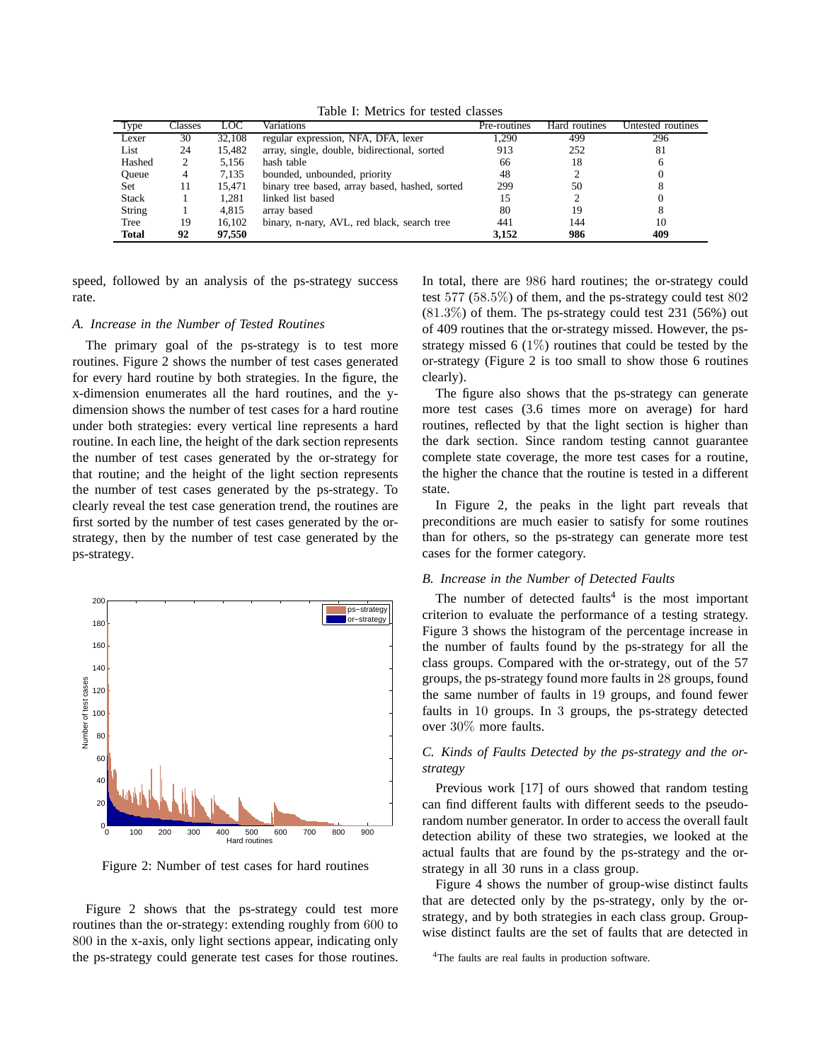Table I: Metrics for tested classes

| Type | Classes | LOC | Variations | Pre-routines | Hard routines | Untested routines |
|---|---|---|---|---|---|---|
| Lexer | 30 | 32,108 | regular expression, NFA, DFA, lexer | 1,290 | 499 | 296 |
| List | 24 | 15,482 | array, single, double, bidirectional, sorted | 913 | 252 | 81 |
| Hashed | 2 | 5,156 | hash table | 66 | 18 | 6 |
| Queue | 4 | 7,135 | bounded, unbounded, priority | 48 | 2 | 0 |
| Set | 11 | 15,471 | binary tree based, array based, hashed, sorted | 299 | 50 | 8 |
| Stack | 1 | 1,281 | linked list based | 15 | 2 | 0 |
| String | 1 | 4,815 | array based | 80 | 19 | 8 |
| Tree | 19 | 16,102 | binary, n-nary, AVL, red black, search tree | 441 | 144 | 10 |
| **Total** | **92** | **97,550** | | **3,152** | **986** | **409** |

speed, followed by an analysis of the ps-strategy success rate.

### A. Increase in the Number of Tested Routines

The primary goal of the ps-strategy is to test more routines. Figure 2 shows the number of test cases generated for every hard routine by both strategies. In the figure, the x-dimension enumerates all the hard routines, and the y-dimension shows the number of test cases for a hard routine under both strategies: every vertical line represents a hard routine. In each line, the height of the dark section represents the number of test cases generated by the or-strategy for that routine; and the height of the light section represents the number of test cases generated by the ps-strategy. To clearly reveal the test case generation trend, the routines are first sorted by the number of test cases generated by the or-strategy, then by the number of test case generated by the ps-strategy.

Figure 2: Number of test cases for hard routines

Figure 2 shows that the ps-strategy could test more routines than the or-strategy: extending roughly from $600$ to $800$ in the x-axis, only light sections appear, indicating only the ps-strategy could generate test cases for those routines.

In total, there are $986$ hard routines; the or-strategy could test $577$ ($58.5\%$) of them, and the ps-strategy could test $802$ ($81.3\%$) of them. The ps-strategy could test 231 (56%) out of 409 routines that the or-strategy missed. However, the ps-strategy missed 6 ($1\%$) routines that could be tested by the or-strategy (Figure 2 is too small to show those 6 routines clearly).

The figure also shows that the ps-strategy can generate more test cases (3.6 times more on average) for hard routines, reflected by that the light section is higher than the dark section. Since random testing cannot guarantee complete state coverage, the more test cases for a routine, the higher the chance that the routine is tested in a different state.

In Figure 2, the peaks in the light part reveals that preconditions are much easier to satisfy for some routines than for others, so the ps-strategy can generate more test cases for the former category.

### B. Increase in the Number of Detected Faults

The number of detected faults[4] is the most important criterion to evaluate the performance of a testing strategy. Figure 3 shows the histogram of the percentage increase in the number of faults found by the ps-strategy for all the class groups. Compared with the or-strategy, out of the 57 groups, the ps-strategy found more faults in $28$ groups, found the same number of faults in $19$ groups, and found fewer faults in $10$ groups. In $3$ groups, the ps-strategy detected over $30\%$ more faults.

### C. Kinds of Faults Detected by the ps-strategy and the or-strategy

Previous work [17] of ours showed that random testing can find different faults with different seeds to the pseudo-random number generator. In order to access the overall fault detection ability of these two strategies, we looked at the actual faults that are found by the ps-strategy and the or-strategy in all 30 runs in a class group.

Figure 4 shows the number of group-wise distinct faults that are detected only by the ps-strategy, only by the or-strategy, and by both strategies in each class group. Group-wise distinct faults are the set of faults that are detected in

[4] The faults are real faults in production software.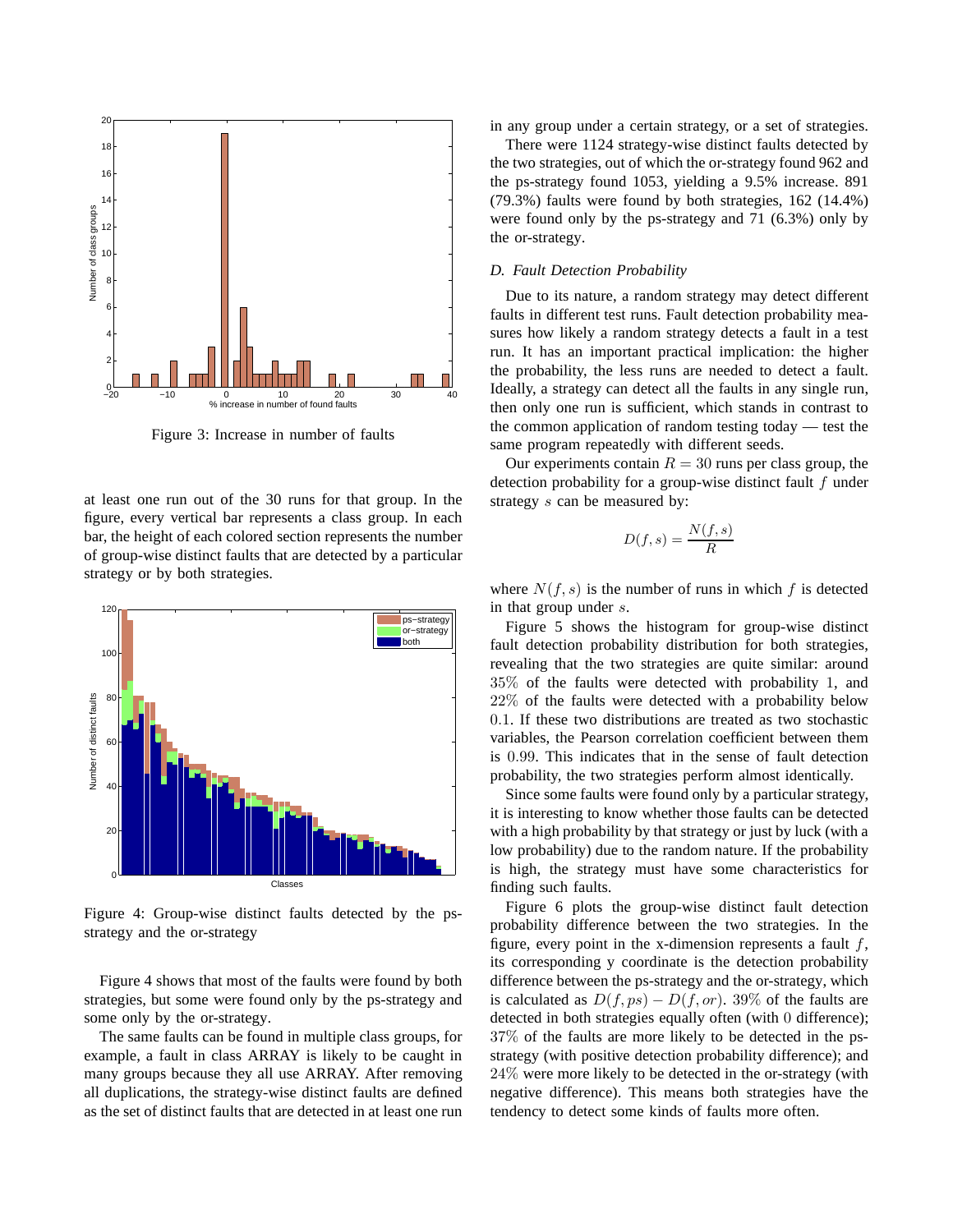Figure 3: Increase in number of faults

at least one run out of the 30 runs for that group. In the figure, every vertical bar represents a class group. In each bar, the height of each colored section represents the number of group-wise distinct faults that are detected by a particular strategy or by both strategies.

Figure 4: Group-wise distinct faults detected by the ps-strategy and the or-strategy

Figure 4 shows that most of the faults were found by both strategies, but some were found only by the ps-strategy and some only by the or-strategy.

The same faults can be found in multiple class groups, for example, a fault in class ARRAY is likely to be caught in many groups because they all use ARRAY. After removing all duplications, the strategy-wise distinct faults are defined as the set of distinct faults that are detected in at least one run in any group under a certain strategy, or a set of strategies.

There were 1124 strategy-wise distinct faults detected by the two strategies, out of which the or-strategy found 962 and the ps-strategy found 1053, yielding a 9.5% increase. 891 (79.3%) faults were found by both strategies, 162 (14.4%) were found only by the ps-strategy and 71 (6.3%) only by the or-strategy.

### *D. Fault Detection Probability*

Due to its nature, a random strategy may detect different faults in different test runs. Fault detection probability measures how likely a random strategy detects a fault in a test run. It has an important practical implication: the higher the probability, the less runs are needed to detect a fault. Ideally, a strategy can detect all the faults in any single run, then only one run is sufficient, which stands in contrast to the common application of random testing today — test the same program repeatedly with different seeds.

Our experiments contain $R = 30$ runs per class group, the detection probability for a group-wise distinct fault $f$ under strategy $s$ can be measured by:

$$D(f, s) = \frac{N(f, s)}{R}$$

where $N(f, s)$ is the number of runs in which $f$ is detected in that group under $s$.

Figure 5 shows the histogram for group-wise distinct fault detection probability distribution for both strategies, revealing that the two strategies are quite similar: around $35\%$ of the faults were detected with probability $1$, and $22\%$ of the faults were detected with a probability below $0.1$. If these two distributions are treated as two stochastic variables, the Pearson correlation coefficient between them is $0.99$. This indicates that in the sense of fault detection probability, the two strategies perform almost identically.

Since some faults were found only by a particular strategy, it is interesting to know whether those faults can be detected with a high probability by that strategy or just by luck (with a low probability) due to the random nature. If the probability is high, the strategy must have some characteristics for finding such faults.

Figure 6 plots the group-wise distinct fault detection probability difference between the two strategies. In the figure, every point in the x-dimension represents a fault $f$, its corresponding y coordinate is the detection probability difference between the ps-strategy and the or-strategy, which is calculated as $D(f, ps) - D(f, or)$. $39\%$ of the faults are detected in both strategies equally often (with $0$ difference); $37\%$ of the faults are more likely to be detected in the ps-strategy (with positive detection probability difference); and $24\%$ were more likely to be detected in the or-strategy (with negative difference). This means both strategies have the tendency to detect some kinds of faults more often.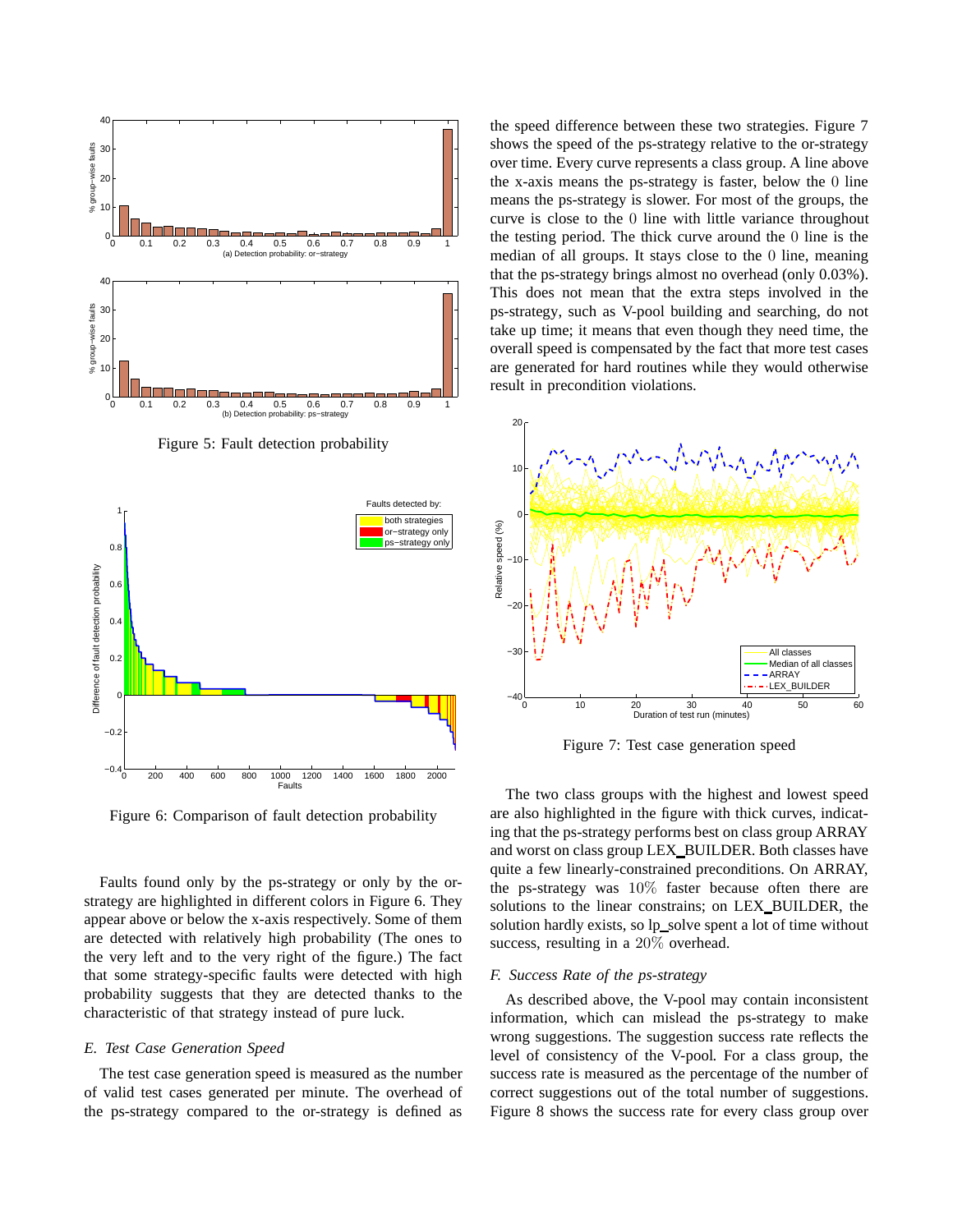Figure 5: Fault detection probability

Figure 6: Comparison of fault detection probability

Faults found only by the ps-strategy or only by the or-strategy are highlighted in different colors in Figure 6. They appear above or below the x-axis respectively. Some of them are detected with relatively high probability (The ones to the very left and to the very right of the figure.) The fact that some strategy-specific faults were detected with high probability suggests that they are detected thanks to the characteristic of that strategy instead of pure luck.

### *E. Test Case Generation Speed*

The test case generation speed is measured as the number of valid test cases generated per minute. The overhead of the ps-strategy compared to the or-strategy is defined as the speed difference between these two strategies. Figure 7 shows the speed of the ps-strategy relative to the or-strategy over time. Every curve represents a class group. A line above the x-axis means the ps-strategy is faster, below the $0$ line means the ps-strategy is slower. For most of the groups, the curve is close to the $0$ line with little variance throughout the testing period. The thick curve around the $0$ line is the median of all groups. It stays close to the $0$ line, meaning that the ps-strategy brings almost no overhead (only 0.03%). This does not mean that the extra steps involved in the ps-strategy, such as V-pool building and searching, do not take up time; it means that even though they need time, the overall speed is compensated by the fact that more test cases are generated for hard routines while they would otherwise result in precondition violations.

Figure 7: Test case generation speed

The two class groups with the highest and lowest speed are also highlighted in the figure with thick curves, indicating that the ps-strategy performs best on class group ARRAY and worst on class group LEX_BUILDER. Both classes have quite a few linearly-constrained preconditions. On ARRAY, the ps-strategy was $10\%$ faster because often there are solutions to the linear constrains; on LEX_BUILDER, the solution hardly exists, so lp_solve spent a lot of time without success, resulting in a $20\%$ overhead.

### *F. Success Rate of the ps-strategy*

As described above, the V-pool may contain inconsistent information, which can mislead the ps-strategy to make wrong suggestions. The suggestion success rate reflects the level of consistency of the V-pool. For a class group, the success rate is measured as the percentage of the number of correct suggestions out of the total number of suggestions. Figure 8 shows the success rate for every class group over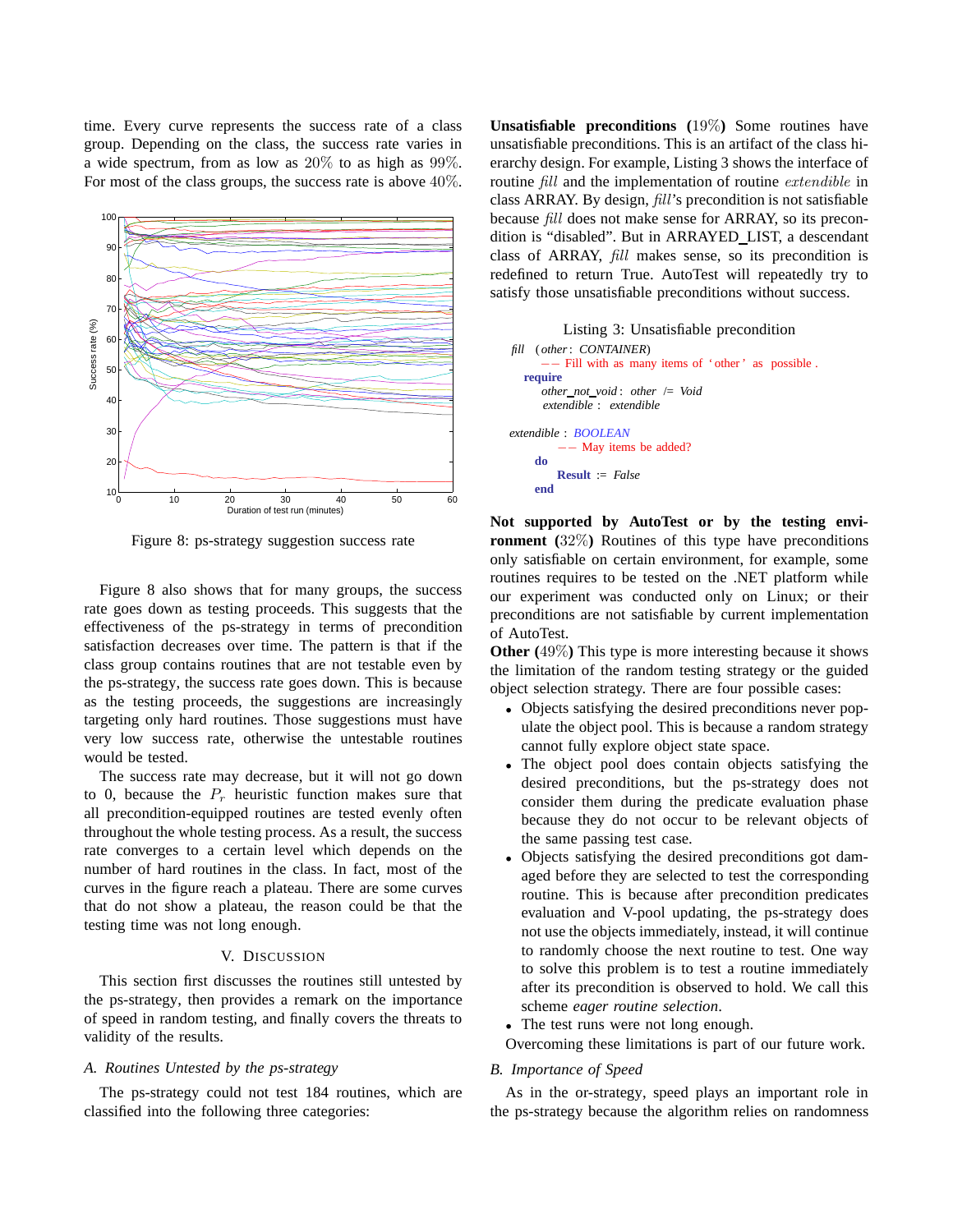time. Every curve represents the success rate of a class group. Depending on the class, the success rate varies in a wide spectrum, from as low as $20\%$ to as high as $99\%$. For most of the class groups, the success rate is above $40\%$.

Figure 8: ps-strategy suggestion success rate

Figure 8 also shows that for many groups, the success rate goes down as testing proceeds. This suggests that the effectiveness of the ps-strategy in terms of precondition satisfaction decreases over time. The pattern is that if the class group contains routines that are not testable even by the ps-strategy, the success rate goes down. This is because as the testing proceeds, the suggestions are increasingly targeting only hard routines. Those suggestions must have very low success rate, otherwise the untestable routines would be tested.

The success rate may decrease, but it will not go down to 0, because the $P_r$ heuristic function makes sure that all precondition-equipped routines are tested evenly often throughout the whole testing process. As a result, the success rate converges to a certain level which depends on the number of hard routines in the class. In fact, most of the curves in the figure reach a plateau. There are some curves that do not show a plateau, the reason could be that the testing time was not long enough.

## V. Discussion

This section first discusses the routines still untested by the ps-strategy, then provides a remark on the importance of speed in random testing, and finally covers the threats to validity of the results.

### A. Routines Untested by the ps-strategy

The ps-strategy could not test 184 routines, which are classified into the following three categories:

**Unsatisfiable preconditions** (**$19\%$**) Some routines have unsatisfiable preconditions. This is an artifact of the class hierarchy design. For example, Listing 3 shows the interface of routine *fill* and the implementation of routine *extendible* in class ARRAY. By design, *fill*'s precondition is not satisfiable because *fill* does not make sense for ARRAY, so its precondition is "disabled". But in ARRAYED_LIST, a descendant class of ARRAY, *fill* makes sense, so its precondition is redefined to return True. AutoTest will repeatedly try to satisfy those unsatisfiable preconditions without success.

Listing 3: Unsatisfiable precondition

```
fill (other: CONTAINER)
        -- Fill with as many items of 'other' as possible.
    require
        other_not_void: other /= Void
        extendible : extendible

extendible : BOOLEAN
        -- May items be added?
    do
        Result := False
    end
```

**Not supported by AutoTest or by the testing environment** (**$32\%$**) Routines of this type have preconditions only satisfiable on certain environment, for example, some routines requires to be tested on the .NET platform while our experiment was conducted only on Linux; or their preconditions are not satisfiable by current implementation of AutoTest.

**Other** (**$49\%$**) This type is more interesting because it shows the limitation of the random testing strategy or the guided object selection strategy. There are four possible cases:

- Objects satisfying the desired preconditions never populate the object pool. This is because a random strategy cannot fully explore object state space.
- The object pool does contain objects satisfying the desired preconditions, but the ps-strategy does not consider them during the predicate evaluation phase because they do not occur to be relevant objects of the same passing test case.
- Objects satisfying the desired preconditions got damaged before they are selected to test the corresponding routine. This is because after precondition predicates evaluation and V-pool updating, the ps-strategy does not use the objects immediately, instead, it will continue to randomly choose the next routine to test. One way to solve this problem is to test a routine immediately after its precondition is observed to hold. We call this scheme *eager routine selection*.
- The test runs were not long enough.

Overcoming these limitations is part of our future work.

### B. Importance of Speed

As in the or-strategy, speed plays an important role in the ps-strategy because the algorithm relies on randomness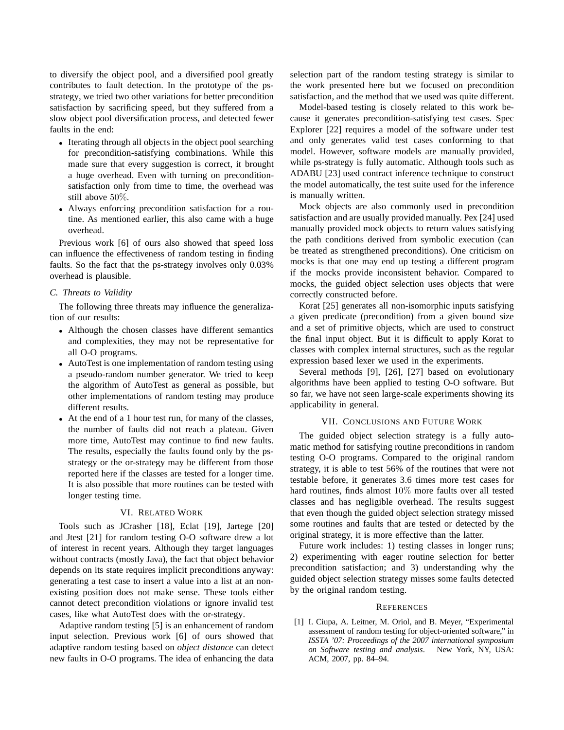to diversify the object pool, and a diversified pool greatly contributes to fault detection. In the prototype of the ps-strategy, we tried two other variations for better precondition satisfaction by sacrificing speed, but they suffered from a slow object pool diversification process, and detected fewer faults in the end:

- Iterating through all objects in the object pool searching for precondition-satisfying combinations. While this made sure that every suggestion is correct, it brought a huge overhead. Even with turning on precondition-satisfaction only from time to time, the overhead was still above $50\%$.
- Always enforcing precondition satisfaction for a routine. As mentioned earlier, this also came with a huge overhead.

Previous work [6] of ours also showed that speed loss can influence the effectiveness of random testing in finding faults. So the fact that the ps-strategy involves only 0.03% overhead is plausible.

### *C. Threats to Validity*

The following three threats may influence the generalization of our results:

- Although the chosen classes have different semantics and complexities, they may not be representative for all O-O programs.
- AutoTest is one implementation of random testing using a pseudo-random number generator. We tried to keep the algorithm of AutoTest as general as possible, but other implementations of random testing may produce different results.
- At the end of a 1 hour test run, for many of the classes, the number of faults did not reach a plateau. Given more time, AutoTest may continue to find new faults. The results, especially the faults found only by the ps-strategy or the or-strategy may be different from those reported here if the classes are tested for a longer time. It is also possible that more routines can be tested with longer testing time.

## VI. Related Work

Tools such as JCrasher [18], Eclat [19], Jartege [20] and Jtest [21] for random testing O-O software drew a lot of interest in recent years. Although they target languages without contracts (mostly Java), the fact that object behavior depends on its state requires implicit preconditions anyway: generating a test case to insert a value into a list at an non-existing position does not make sense. These tools either cannot detect precondition violations or ignore invalid test cases, like what AutoTest does with the or-strategy.

Adaptive random testing [5] is an enhancement of random input selection. Previous work [6] of ours showed that adaptive random testing based on *object distance* can detect new faults in O-O programs. The idea of enhancing the data selection part of the random testing strategy is similar to the work presented here but we focused on precondition satisfaction, and the method that we used was quite different.

Model-based testing is closely related to this work because it generates precondition-satisfying test cases. Spec Explorer [22] requires a model of the software under test and only generates valid test cases conforming to that model. However, software models are manually provided, while ps-strategy is fully automatic. Although tools such as ADABU [23] used contract inference technique to construct the model automatically, the test suite used for the inference is manually written.

Mock objects are also commonly used in precondition satisfaction and are usually provided manually. Pex [24] used manually provided mock objects to return values satisfying the path conditions derived from symbolic execution (can be treated as strengthened preconditions). One criticism on mocks is that one may end up testing a different program if the mocks provide inconsistent behavior. Compared to mocks, the guided object selection uses objects that were correctly constructed before.

Korat [25] generates all non-isomorphic inputs satisfying a given predicate (precondition) from a given bound size and a set of primitive objects, which are used to construct the final input object. But it is difficult to apply Korat to classes with complex internal structures, such as the regular expression based lexer we used in the experiments.

Several methods [9], [26], [27] based on evolutionary algorithms have been applied to testing O-O software. But so far, we have not seen large-scale experiments showing its applicability in general.

## VII. Conclusions and Future Work

The guided object selection strategy is a fully automatic method for satisfying routine preconditions in random testing O-O programs. Compared to the original random strategy, it is able to test 56% of the routines that were not testable before, it generates 3.6 times more test cases for hard routines, finds almost $10\%$ more faults over all tested classes and has negligible overhead. The results suggest that even though the guided object selection strategy missed some routines and faults that are tested or detected by the original strategy, it is more effective than the latter.

Future work includes: 1) testing classes in longer runs; 2) experimenting with eager routine selection for better precondition satisfaction; and 3) understanding why the guided object selection strategy misses some faults detected by the original random testing.

## References

[1] I. Ciupa, A. Leitner, M. Oriol, and B. Meyer, "Experimental assessment of random testing for object-oriented software," in *ISSTA '07: Proceedings of the 2007 international symposium on Software testing and analysis*. New York, NY, USA: ACM, 2007, pp. 84–94.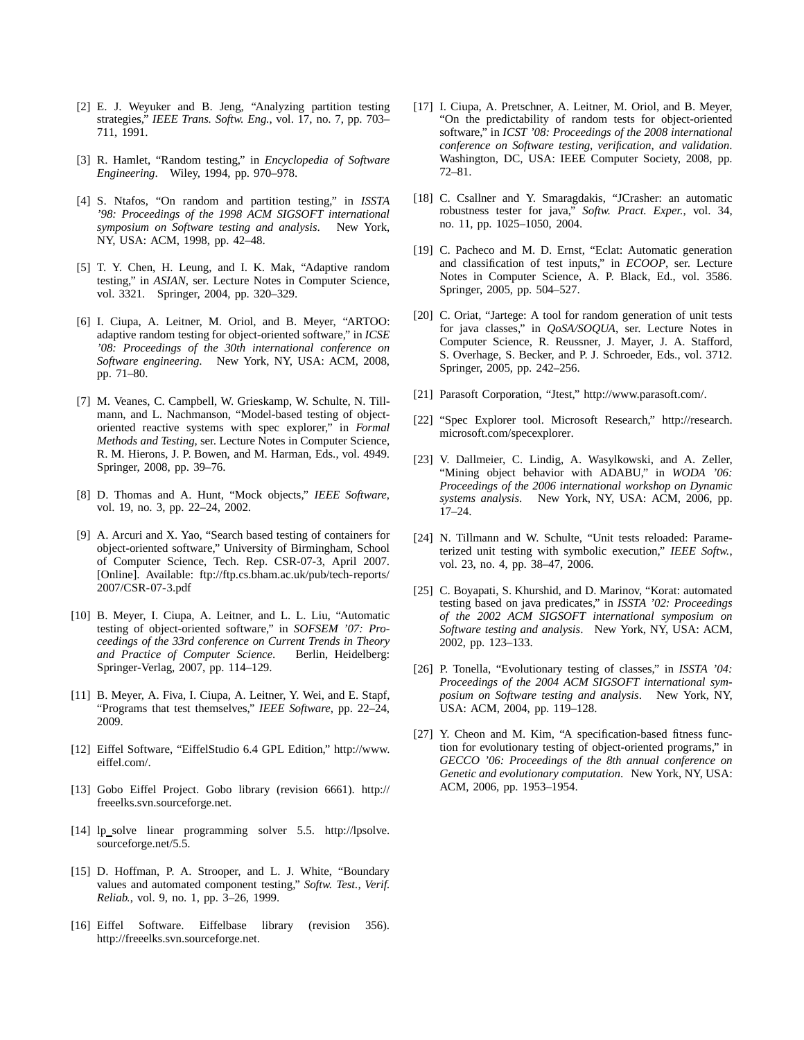[2] E. J. Weyuker and B. Jeng, "Analyzing partition testing strategies," *IEEE Trans. Softw. Eng.*, vol. 17, no. 7, pp. 703–711, 1991.

[3] R. Hamlet, "Random testing," in *Encyclopedia of Software Engineering*. Wiley, 1994, pp. 970–978.

[4] S. Ntafos, "On random and partition testing," in *ISSTA '98: Proceedings of the 1998 ACM SIGSOFT international symposium on Software testing and analysis*. New York, NY, USA: ACM, 1998, pp. 42–48.

[5] T. Y. Chen, H. Leung, and I. K. Mak, "Adaptive random testing," in *ASIAN*, ser. Lecture Notes in Computer Science, vol. 3321. Springer, 2004, pp. 320–329.

[6] I. Ciupa, A. Leitner, M. Oriol, and B. Meyer, "ARTOO: adaptive random testing for object-oriented software," in *ICSE '08: Proceedings of the 30th international conference on Software engineering*. New York, NY, USA: ACM, 2008, pp. 71–80.

[7] M. Veanes, C. Campbell, W. Grieskamp, W. Schulte, N. Tillmann, and L. Nachmanson, "Model-based testing of object-oriented reactive systems with spec explorer," in *Formal Methods and Testing*, ser. Lecture Notes in Computer Science, R. M. Hierons, J. P. Bowen, and M. Harman, Eds., vol. 4949. Springer, 2008, pp. 39–76.

[8] D. Thomas and A. Hunt, "Mock objects," *IEEE Software*, vol. 19, no. 3, pp. 22–24, 2002.

[9] A. Arcuri and X. Yao, "Search based testing of containers for object-oriented software," University of Birmingham, School of Computer Science, Tech. Rep. CSR-07-3, April 2007. [Online]. Available: ftp://ftp.cs.bham.ac.uk/pub/tech-reports/2007/CSR-07-3.pdf

[10] B. Meyer, I. Ciupa, A. Leitner, and L. L. Liu, "Automatic testing of object-oriented software," in *SOFSEM '07: Proceedings of the 33rd conference on Current Trends in Theory and Practice of Computer Science*. Berlin, Heidelberg: Springer-Verlag, 2007, pp. 114–129.

[11] B. Meyer, A. Fiva, I. Ciupa, A. Leitner, Y. Wei, and E. Stapf, "Programs that test themselves," *IEEE Software*, pp. 22–24, 2009.

[12] Eiffel Software, "EiffelStudio 6.4 GPL Edition," http://www.eiffel.com/.

[13] Gobo Eiffel Project. Gobo library (revision 6661). http://freeelks.svn.sourceforge.net.

[14] lp_solve linear programming solver 5.5. http://lpsolve.sourceforge.net/5.5.

[15] D. Hoffman, P. A. Strooper, and L. J. White, "Boundary values and automated component testing," *Softw. Test., Verif. Reliab.*, vol. 9, no. 1, pp. 3–26, 1999.

[16] Eiffel Software. Eiffelbase library (revision 356). http://freeelks.svn.sourceforge.net.

[17] I. Ciupa, A. Pretschner, A. Leitner, M. Oriol, and B. Meyer, "On the predictability of random tests for object-oriented software," in *ICST '08: Proceedings of the 2008 international conference on Software testing, verification, and validation*. Washington, DC, USA: IEEE Computer Society, 2008, pp. 72–81.

[18] C. Csallner and Y. Smaragdakis, "JCrasher: an automatic robustness tester for java," *Softw. Pract. Exper.*, vol. 34, no. 11, pp. 1025–1050, 2004.

[19] C. Pacheco and M. D. Ernst, "Eclat: Automatic generation and classification of test inputs," in *ECOOP*, ser. Lecture Notes in Computer Science, A. P. Black, Ed., vol. 3586. Springer, 2005, pp. 504–527.

[20] C. Oriat, "Jartege: A tool for random generation of unit tests for java classes," in *QoSA/SOQUA*, ser. Lecture Notes in Computer Science, R. Reussner, J. Mayer, J. A. Stafford, S. Overhage, S. Becker, and P. J. Schroeder, Eds., vol. 3712. Springer, 2005, pp. 242–256.

[21] Parasoft Corporation, "Jtest," http://www.parasoft.com/.

[22] "Spec Explorer tool. Microsoft Research," http://research.microsoft.com/specexplorer.

[23] V. Dallmeier, C. Lindig, A. Wasylkowski, and A. Zeller, "Mining object behavior with ADABU," in *WODA '06: Proceedings of the 2006 international workshop on Dynamic systems analysis*. New York, NY, USA: ACM, 2006, pp. 17–24.

[24] N. Tillmann and W. Schulte, "Unit tests reloaded: Parameterized unit testing with symbolic execution," *IEEE Softw.*, vol. 23, no. 4, pp. 38–47, 2006.

[25] C. Boyapati, S. Khurshid, and D. Marinov, "Korat: automated testing based on java predicates," in *ISSTA '02: Proceedings of the 2002 ACM SIGSOFT international symposium on Software testing and analysis*. New York, NY, USA: ACM, 2002, pp. 123–133.

[26] P. Tonella, "Evolutionary testing of classes," in *ISSTA '04: Proceedings of the 2004 ACM SIGSOFT international symposium on Software testing and analysis*. New York, NY, USA: ACM, 2004, pp. 119–128.

[27] Y. Cheon and M. Kim, "A specification-based fitness function for evolutionary testing of object-oriented programs," in *GECCO '06: Proceedings of the 8th annual conference on Genetic and evolutionary computation*. New York, NY, USA: ACM, 2006, pp. 1953–1954.